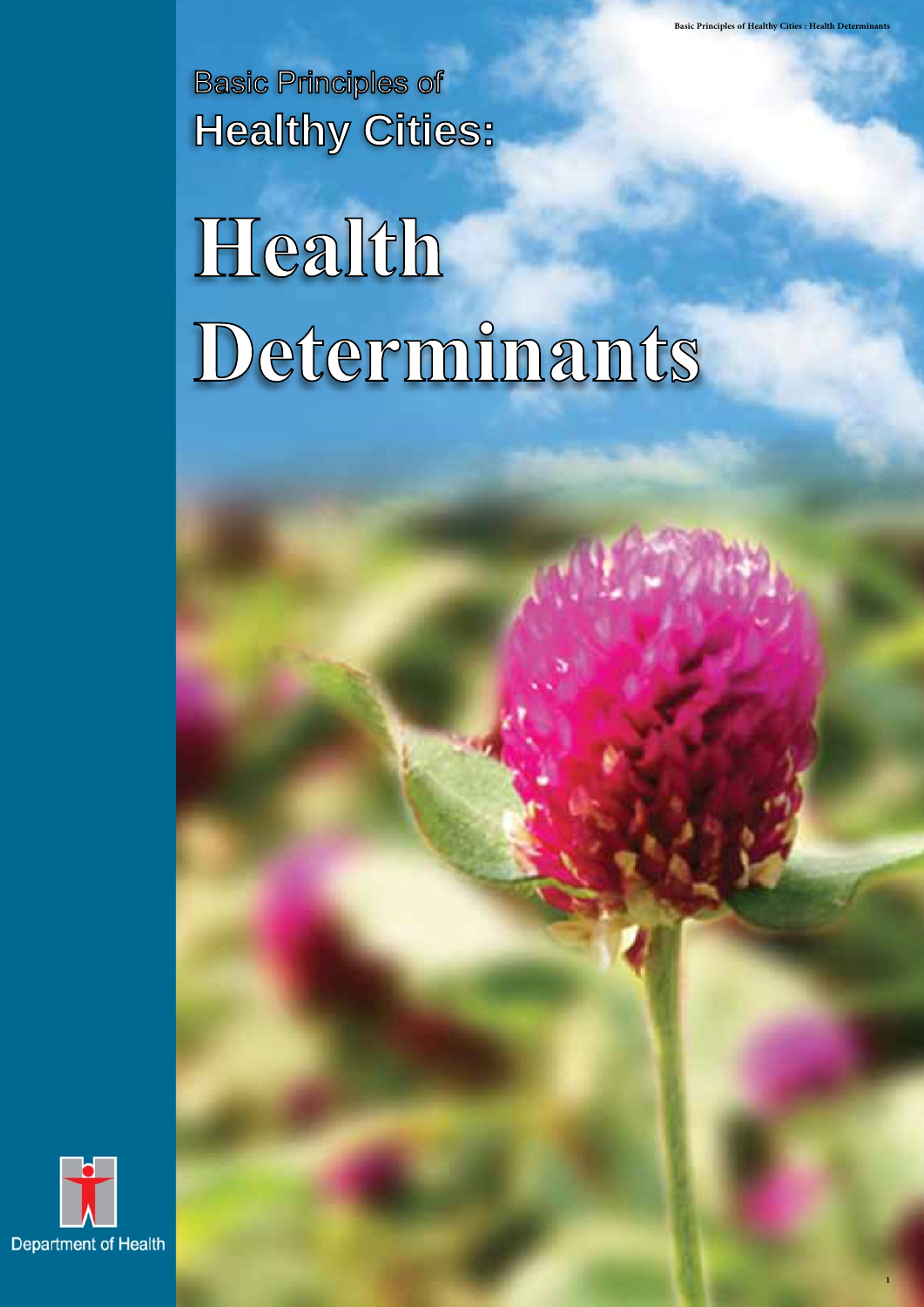Basic Principles of

# Healthy Cities:

# Health Determinants

Department of Health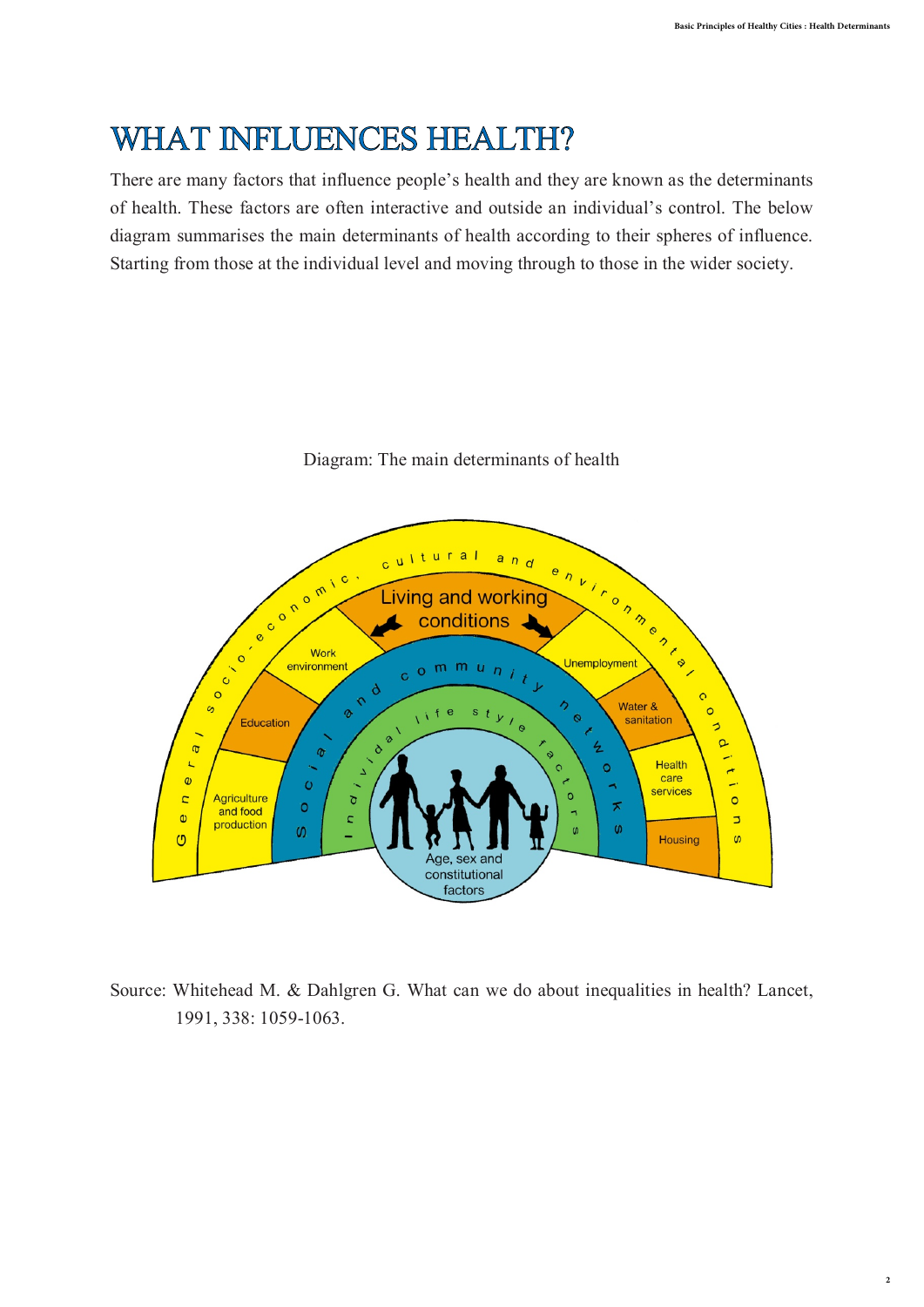# WHAT INFLUENCES HEALTH?

There are many factors that influence people's health and they are known as the determinants of health. These factors are often interactive and outside an individual's control. The below diagram summarises the main determinants of health according to their spheres of influence. Starting from those at the individual level and moving through to those in the wider society.

Diagram: The main determinants of health

Source: Whitehead M. & Dahlgren G. What can we do about inequalities in health? Lancet, 1991, 338: 1059-1063.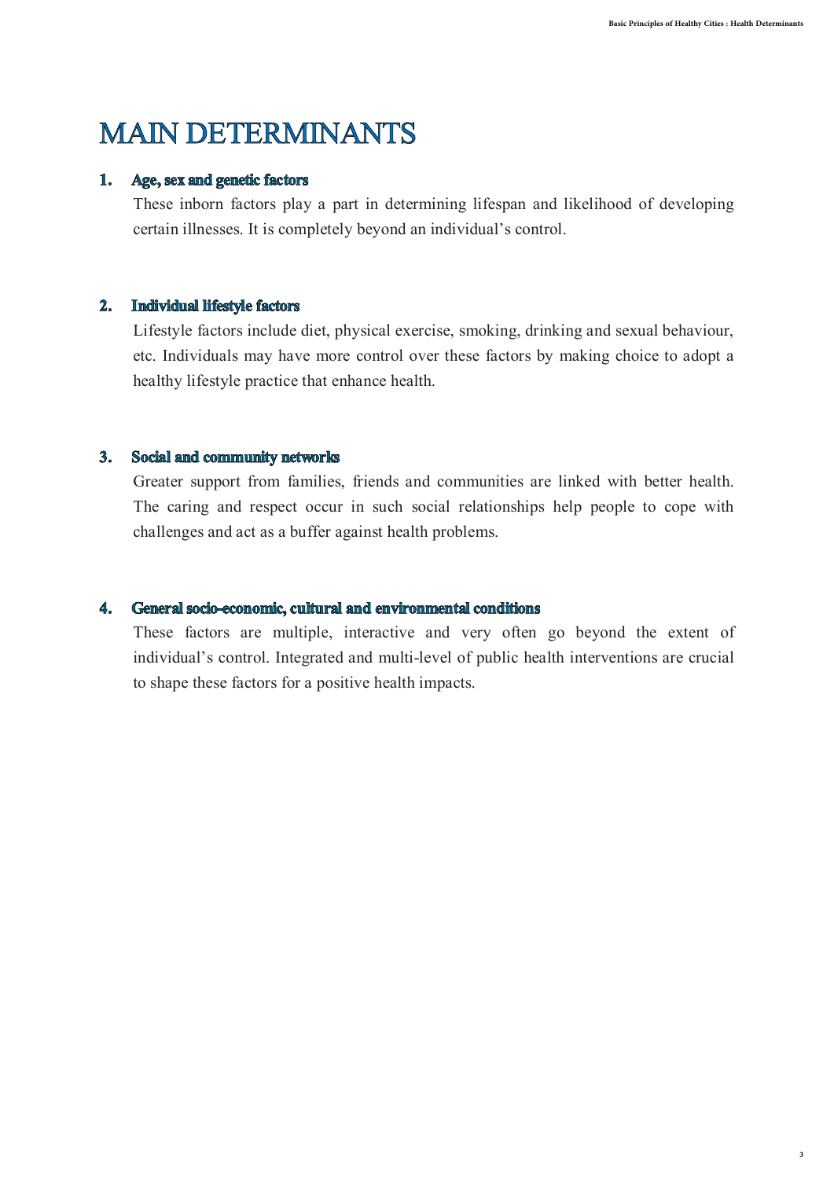# MAIN DETERMINANTS

## 1. Age, sex and genetic factors

These inborn factors play a part in determining lifespan and likelihood of developing certain illnesses. It is completely beyond an individual's control.

## 2. Individual lifestyle factors

Lifestyle factors include diet, physical exercise, smoking, drinking and sexual behaviour, etc. Individuals may have more control over these factors by making choice to adopt a healthy lifestyle practice that enhance health.

## 3. Social and community networks

Greater support from families, friends and communities are linked with better health. The caring and respect occur in such social relationships help people to cope with challenges and act as a buffer against health problems.

## 4. General socio-economic, cultural and environmental conditions

These factors are multiple, interactive and very often go beyond the extent of individual's control. Integrated and multi-level of public health interventions are crucial to shape these factors for a positive health impacts.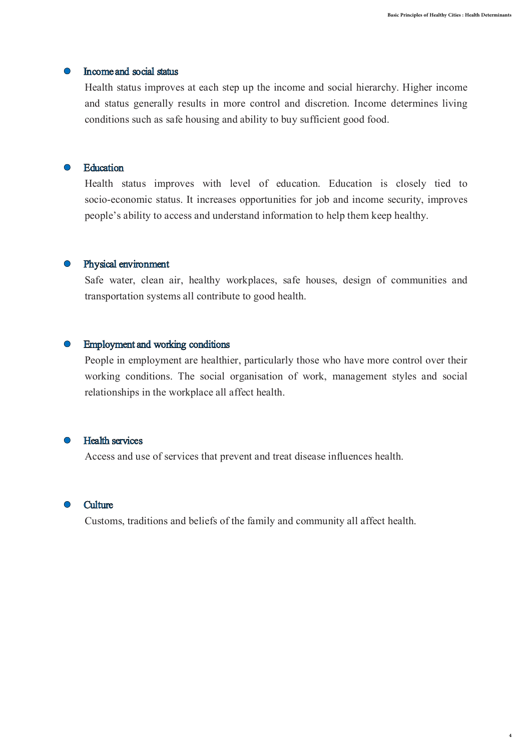- **Income and social status**

  Health status improves at each step up the income and social hierarchy. Higher income and status generally results in more control and discretion. Income determines living conditions such as safe housing and ability to buy sufficient good food.

- **Education**

  Health status improves with level of education. Education is closely tied to socio-economic status. It increases opportunities for job and income security, improves people's ability to access and understand information to help them keep healthy.

- **Physical environment**

  Safe water, clean air, healthy workplaces, safe houses, design of communities and transportation systems all contribute to good health.

- **Employment and working conditions**

  People in employment are healthier, particularly those who have more control over their working conditions. The social organisation of work, management styles and social relationships in the workplace all affect health.

- **Health services**

  Access and use of services that prevent and treat disease influences health.

- **Culture**

  Customs, traditions and beliefs of the family and community all affect health.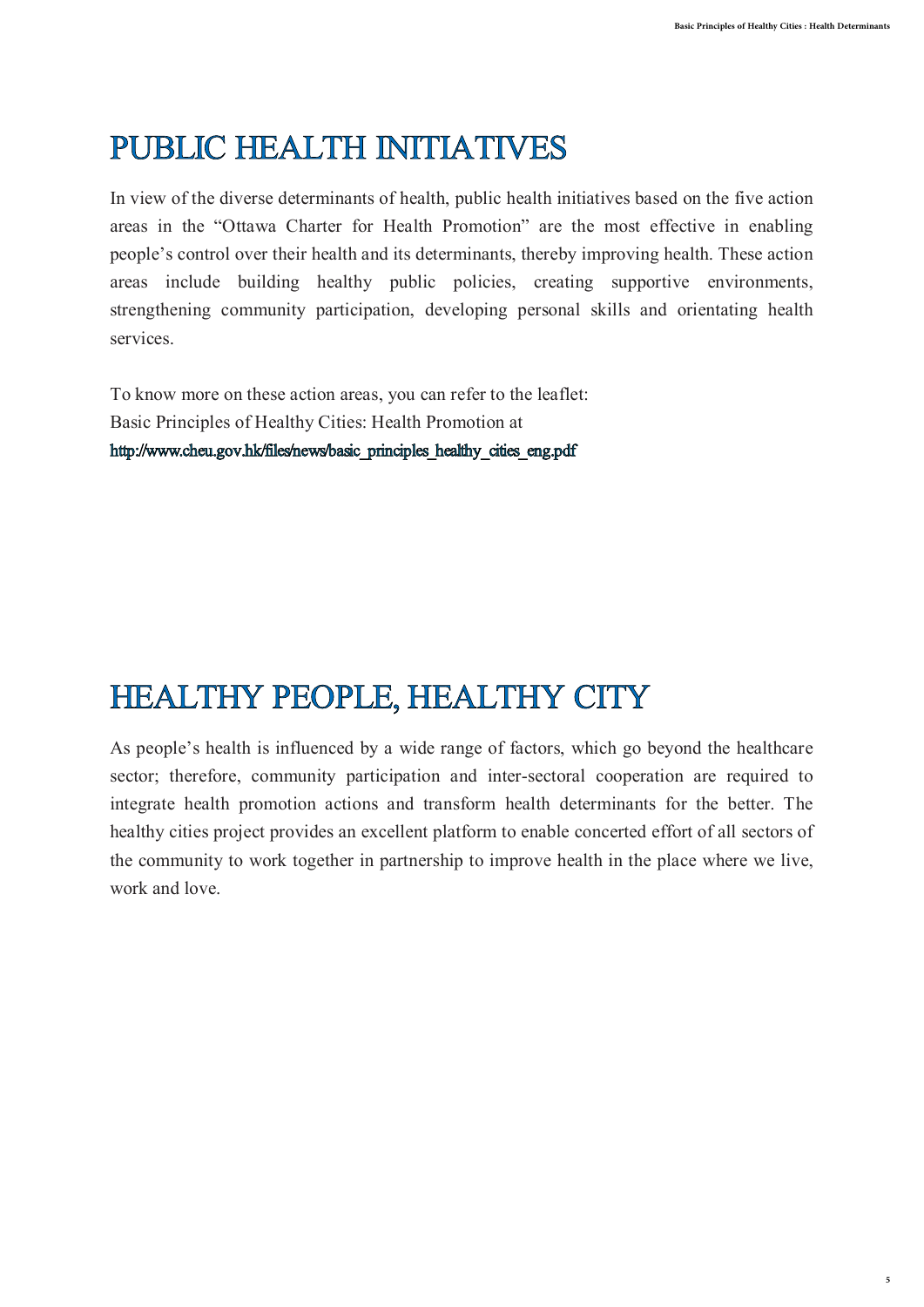# PUBLIC HEALTH INITIATIVES

In view of the diverse determinants of health, public health initiatives based on the five action areas in the "Ottawa Charter for Health Promotion" are the most effective in enabling people's control over their health and its determinants, thereby improving health. These action areas include building healthy public policies, creating supportive environments, strengthening community participation, developing personal skills and orientating health services.

To know more on these action areas, you can refer to the leaflet:
Basic Principles of Healthy Cities: Health Promotion at
http://www.cheu.gov.hk/files/news/basic_principles_healthy_cities_eng.pdf

# HEALTHY PEOPLE, HEALTHY CITY

As people's health is influenced by a wide range of factors, which go beyond the healthcare sector; therefore, community participation and inter-sectoral cooperation are required to integrate health promotion actions and transform health determinants for the better. The healthy cities project provides an excellent platform to enable concerted effort of all sectors of the community to work together in partnership to improve health in the place where we live, work and love.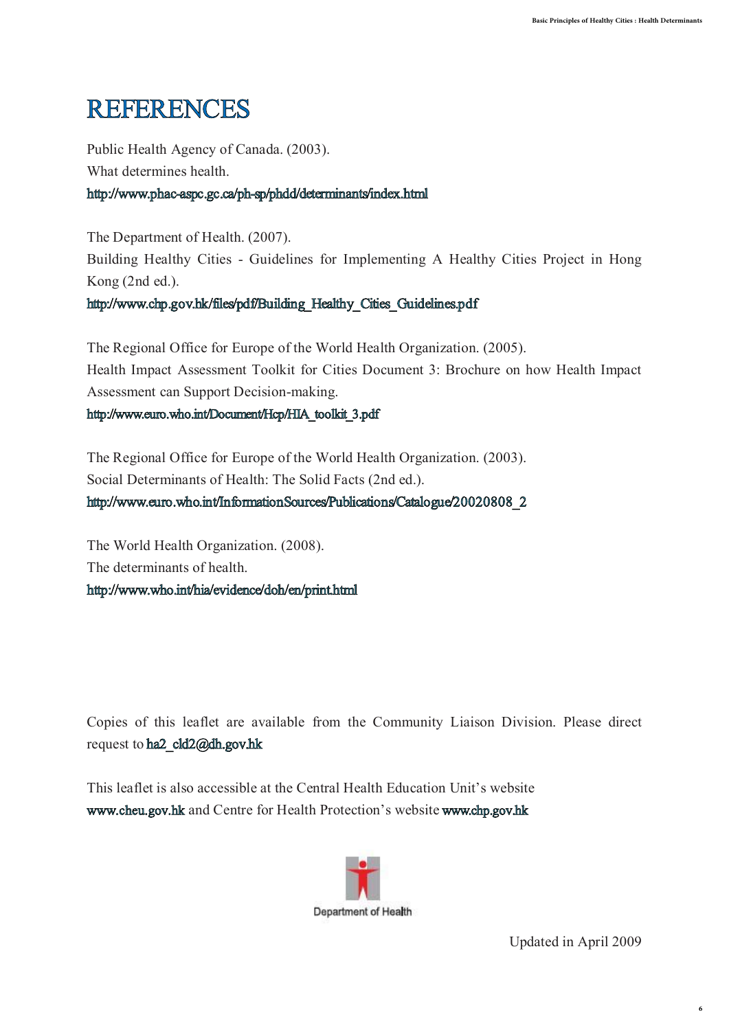# REFERENCES

Public Health Agency of Canada. (2003).
What determines health.
http://www.phac-aspc.gc.ca/ph-sp/phdd/determinants/index.html

The Department of Health. (2007).
Building Healthy Cities - Guidelines for Implementing A Healthy Cities Project in Hong Kong (2nd ed.).
http://www.chp.gov.hk/files/pdf/Building_Healthy_Cities_Guidelines.pdf

The Regional Office for Europe of the World Health Organization. (2005).
Health Impact Assessment Toolkit for Cities Document 3: Brochure on how Health Impact Assessment can Support Decision-making.
http://www.euro.who.int/Document/Hcp/HIA_toolkit_3.pdf

The Regional Office for Europe of the World Health Organization. (2003).
Social Determinants of Health: The Solid Facts (2nd ed.).
http://www.euro.who.int/InformationSources/Publications/Catalogue/20020808_2

The World Health Organization. (2008).
The determinants of health.
http://www.who.int/hia/evidence/doh/en/print.html

Copies of this leaflet are available from the Community Liaison Division. Please direct request to ha2_cld2@dh.gov.hk

This leaflet is also accessible at the Central Health Education Unit's website www.cheu.gov.hk and Centre for Health Protection's website www.chp.gov.hk

Department of Health

Updated in April 2009